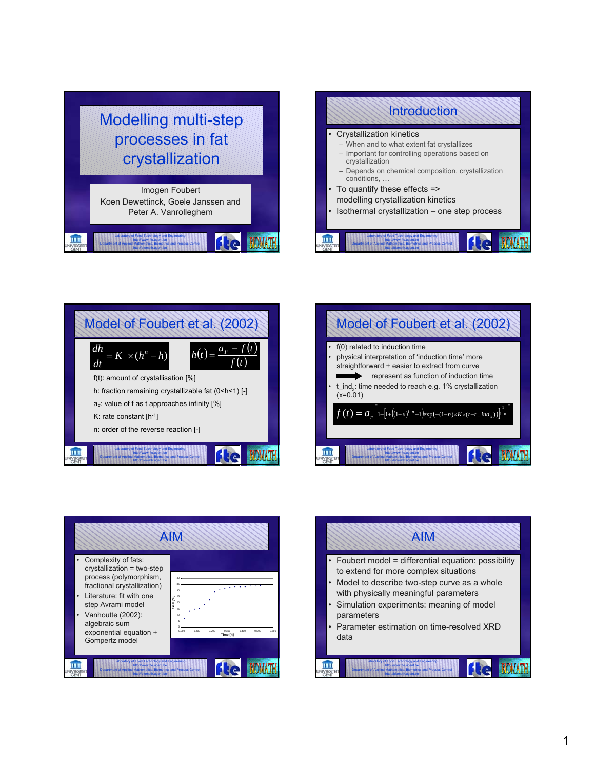# Modelling multi-step processes in fat crystallization

Imogen Foubert
Koen Dewettinck, Goele Janssen and Peter A. Vanrolleghem

## Introduction

- Crystallization kinetics
  - When and to what extent fat crystallizes
  - Important for controlling operations based on crystallization
  - Depends on chemical composition, crystallization conditions, …
- To quantify these effects => modelling crystallization kinetics
- Isothermal crystallization – one step process

## Model of Foubert et al. (2002)

$$\frac{dh}{dt} = K \times (h^n - h) \qquad h(t) = \frac{a_F - f(t)}{f(t)}$$

f(t): amount of crystallisation [%]

h: fraction remaining crystallizable fat (0<h<1) [-]

$a_F$: value of f as t approaches infinity [%]

K: rate constant [$h^{-1}$]

n: order of the reverse reaction [-]

## Model of Foubert et al. (2002)

- f(0) related to induction time
- physical interpretation of 'induction time' more straightforward + easier to extract from curve
  → represent as function of induction time
- $t\_ind_x$: time needed to reach e.g. 1% crystallization (x=0.01)

$$f(t) = a_F\left[1 - \left[1 + \left((1-x)^{1-n} - 1\right)\exp\left(-(1-n)\times K \times (t - t\_ind_x)\right)\right]^{\frac{1}{1-n}}\right]$$

## AIM

- Complexity of fats: crystallization = two-step process (polymorphism, fractional crystallization)
- Literature: fit with one step Avrami model
- Vanhoutte (2002): algebraic sum exponential equation + Gompertz model

## AIM

- Foubert model = differential equation: possibility to extend for more complex situations
- Model to describe two-step curve as a whole with physically meaningful parameters
- Simulation experiments: meaning of model parameters
- Parameter estimation on time-resolved XRD data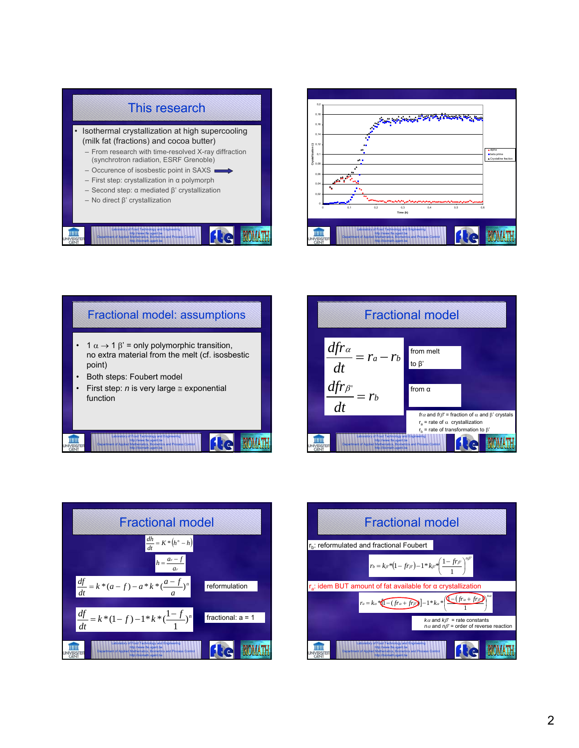## This research

- Isothermal crystallization at high supercooling (milk fat (fractions) and cocoa butter)
  - From research with time-resolved X-ray diffraction (synchrotron radiation, ESRF Grenoble)
  - Occurence of isosbestic point in SAXS
  - First step: crystallization in α polymorph
  - Second step: α mediated β' crystallization
  - No direct β' crystallization

## Fractional model: assumptions

- 1 α → 1 β' = only polymorphic transition, no extra material from the melt (cf. isosbestic point)
- Both steps: Foubert model
- First step: *n* is very large ≅ exponential function

## Fractional model

$$\frac{dfr_{\alpha}}{dt} = r_a - r_b$$

from melt / to β'

$$\frac{dfr_{\beta'}}{dt} = r_b$$

from α

$fr_{\alpha}$ and $fr_{\beta'}$ = fraction of α and β' crystals
$r_a$ = rate of α crystallization
$r_b$ = rate of transformation to β'

## Fractional model

$$\frac{dh}{dt} = K*\left(h^n - h\right)$$

$$h = \frac{a_F - f}{a_F}$$

$$\frac{df}{dt} = k*(a - f) - a*k*\left(\frac{a-f}{a}\right)^n$$

reformulation

$$\frac{df}{dt} = k*(1 - f) - 1*k*\left(\frac{1-f}{1}\right)^n$$

fractional: a = 1

## Fractional model

$r_b$: reformulated and fractional Foubert

$$r_b = k_{\beta'}*(1 - fr_{\beta'}) - 1*k_{\beta'}*\left(\frac{1 - fr_{\beta'}}{1}\right)^{n\beta'}$$

$r_a$: idem BUT amount of fat available for α crystallization

$$r_a = k_{\alpha}*\left[1 - (fr_{\alpha} + fr_{\beta'})\right] - 1*k_{\alpha}*\left(\frac{1 - (fr_{\alpha} + fr_{\beta'})}{1}\right)^{n\alpha}$$

$k\alpha$ and $k\beta'$ = rate constants
$n\alpha$ and $n\beta'$ = order of reverse reaction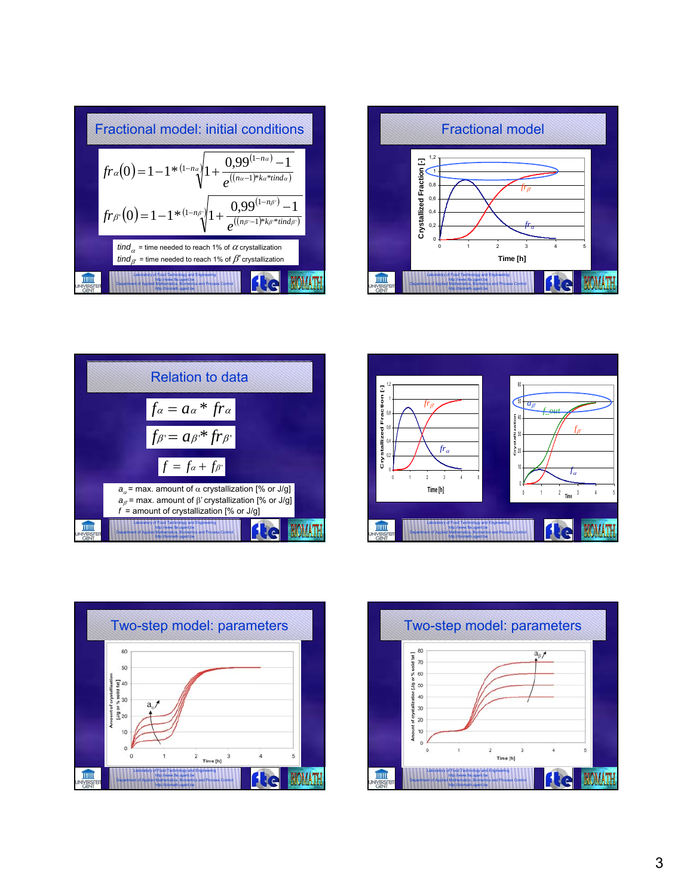## Fractional model: initial conditions

$$fr_{\alpha}(0) = 1 - 1 * {}^{(1-n_{\alpha})}\sqrt{1 + \frac{0{,}99^{(1-n_{\alpha})} - 1}{e^{((n_{\alpha}-1)*k_{\alpha}*tind_{\alpha})}}}$$

$$fr_{\beta'}(0) = 1 - 1 * {}^{(1-n_{\beta'})}\sqrt{1 + \frac{0{,}99^{(1-n_{\beta'})} - 1}{e^{((n_{\beta'}-1)*k_{\beta'}*tind_{\beta'})}}}$$

$tind_{\alpha}$ = time needed to reach 1% of $\alpha$ crystallization

$tind_{\beta'}$ = time needed to reach 1% of $\beta'$ crystallization

## Fractional model

## Relation to data

$$f_{\alpha} = a_{\alpha} * fr_{\alpha}$$

$$f_{\beta'} = a_{\beta'} * fr_{\beta'}$$

$$f = f_{\alpha} + f_{\beta'}$$

$a_{\alpha}$ = max. amount of $\alpha$ crystallization [% or J/g]

$a_{\beta'}$ = max. amount of $\beta'$ crystallization [% or J/g]

$f$ = amount of crystallization [% or J/g]

## Two-step model: parameters

## Two-step model: parameters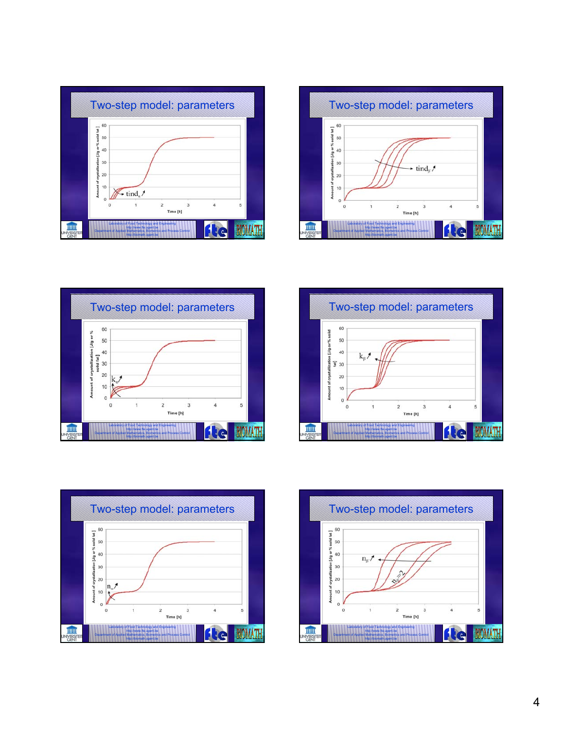## Two-step model: parameters

Amount of crystallization [J/g or % solid fat]

Time [h]

$tind_{\alpha}$ ↗

## Two-step model: parameters

Amount of crystallization [J/g or % solid fat]

Time [h]

$tind_{\beta}$ ↗

## Two-step model: parameters

Amount of crystallization [J/g or % solid fat]

Time [h]

$k_{\alpha}$ ↗

## Two-step model: parameters

Amount of crystallization [J/g or % solid fat]

Time [h]

$k_{\beta}$ ↗

## Two-step model: parameters

Amount of crystallization [J/g or % solid fat]

Time [h]

$n_{\alpha}$ ↗

## Two-step model: parameters

Amount of crystallization [J/g or % solid fat]

Time [h]

$n_{\beta}$ ↗

$n_{\beta} = 2$

Laboratory of Food Technology and Engineering
http://www.fte.ugent.be
Department of Applied Mathematics, Biometrics and Process Control
http://biomath.ugent.be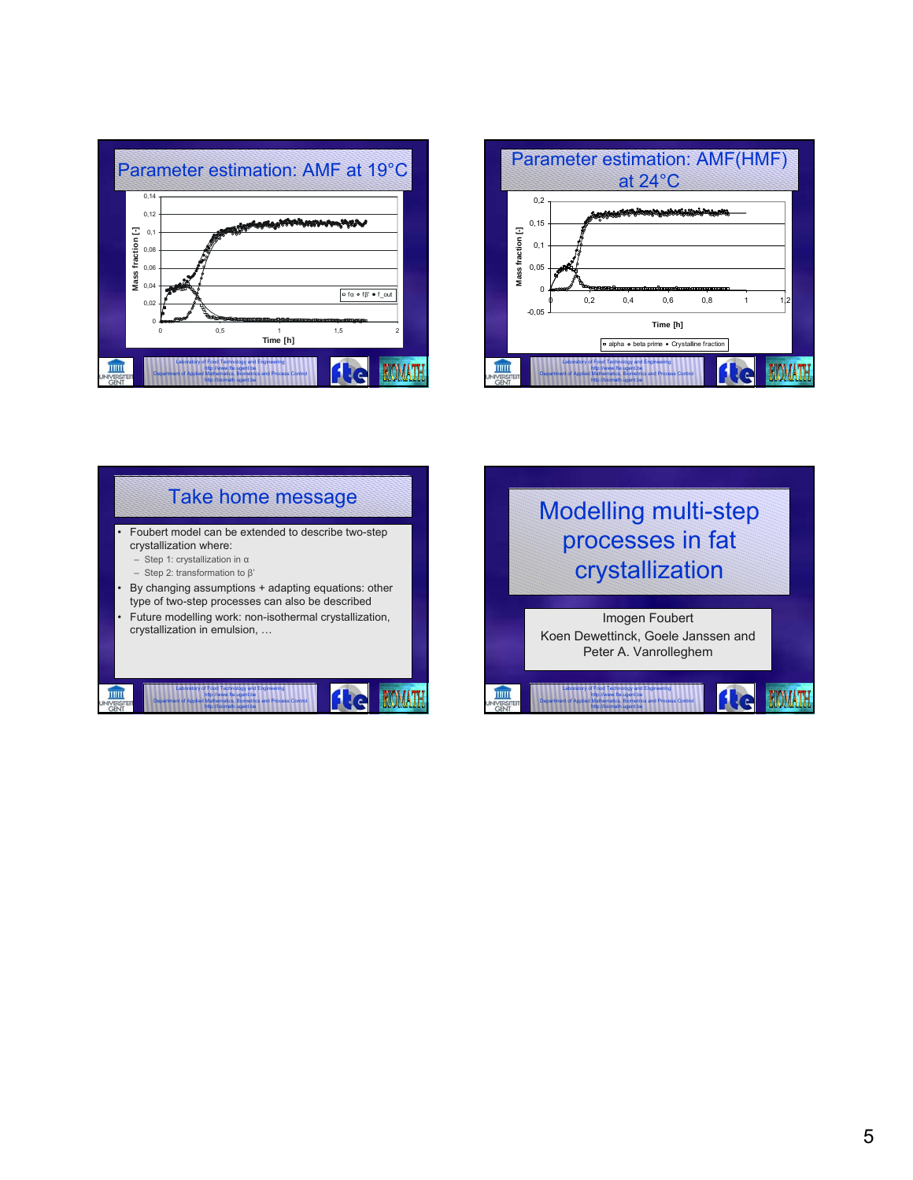## Parameter estimation: AMF at 19°C

Mass fraction [-]

0,14
0,12
0,1
0,08
0,06
0,04
0,02
0

0
0,5
1
1,5
2

Time [h]

fα ◇ fβ' • f_out

Laboratory of Food Technology and Engineering
http://www.fte.ugent.be
Department of Applied Mathematics, Biometrics and Process Control
http://biomath.ugent.be

## Parameter estimation: AMF(HMF) at 24°C

Mass fraction [-]

0,2
0,15
0,1
0,05
0
-0,05

0
0,2
0,4
0,6
0,8
1
1,2

Time [h]

alpha ◇ beta prime • Crystalline fraction

Laboratory of Food Technology and Engineering
http://www.fte.ugent.be
Department of Applied Mathematics, Biometrics and Process Control
http://biomath.ugent.be

## Take home message

- Foubert model can be extended to describe two-step crystallization where:
  - Step 1: crystallization in α
  - Step 2: transformation to β'
- By changing assumptions + adapting equations: other type of two-step processes can also be described
- Future modelling work: non-isothermal crystallization, crystallization in emulsion, …

Laboratory of Food Technology and Engineering
http://www.fte.ugent.be
Department of Applied Mathematics, Biometrics and Process Control
http://biomath.ugent.be

# Modelling multi-step processes in fat crystallization

Imogen Foubert
Koen Dewettinck, Goele Janssen and Peter A. Vanrolleghem

Laboratory of Food Technology and Engineering
http://www.fte.ugent.be
Department of Applied Mathematics, Biometrics and Process Control
http://biomath.ugent.be